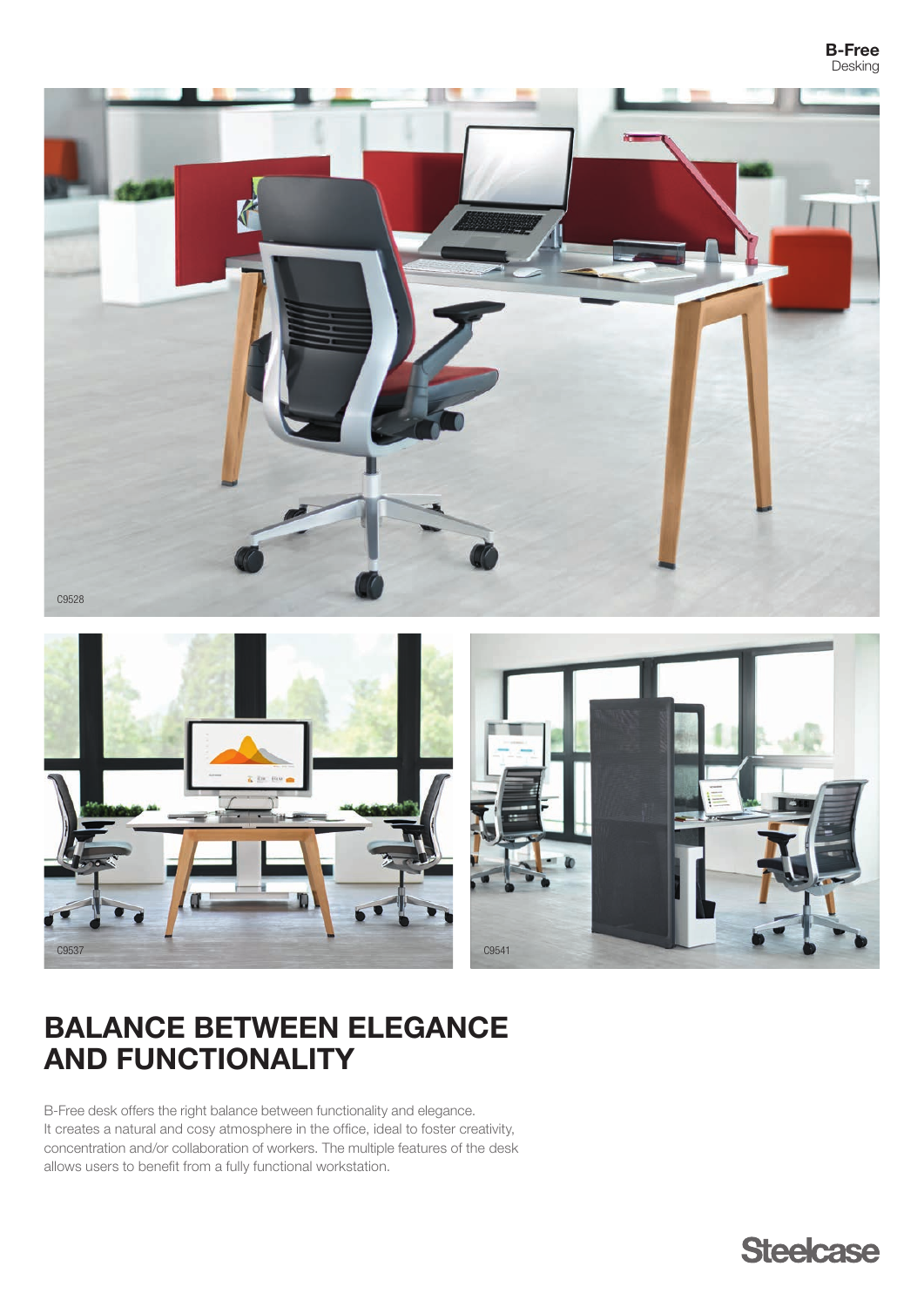C9528

C9537

C9541

# BALANCE BETWEEN ELEGANCE AND FUNCTIONALITY

B-Free desk offers the right balance between functionality and elegance. It creates a natural and cosy atmosphere in the office, ideal to foster creativity, concentration and/or collaboration of workers. The multiple features of the desk allows users to benefit from a fully functional workstation.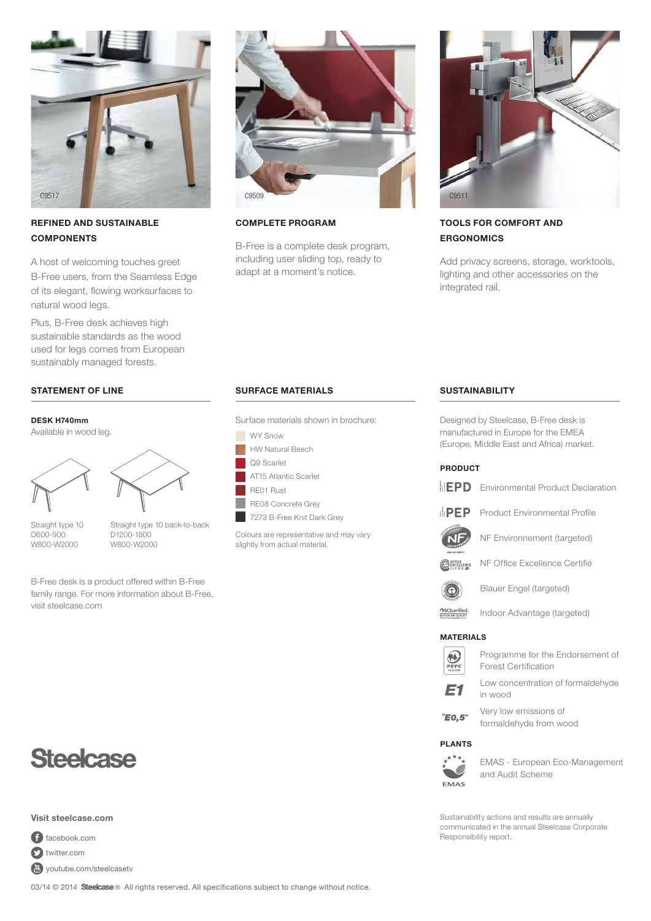C9517

### REFINED AND SUSTAINABLE COMPONENTS

A host of welcoming touches greet B-Free users, from the Seamless Edge of its elegant, flowing worksurfaces to natural wood legs.

Plus, B-Free desk achieves high sustainable standards as the wood used for legs comes from European sustainably managed forests.

C9509

### COMPLETE PROGRAM

B-Free is a complete desk program, including user sliding top, ready to adapt at a moment's notice.

C9511

### TOOLS FOR COMFORT AND ERGONOMICS

Add privacy screens, storage, worktools, lighting and other accessories on the integrated rail.

### STATEMENT OF LINE

**DESK H740mm**
Available in wood leg.

Straight type 10
D600-900
W800-W2000

Straight type 10 back-to-back
D1200-1800
W800-W2000

B-Free desk is a product offered within B-Free family range. For more information about B-Free, visit steelcase.com

### SURFACE MATERIALS

Surface materials shown in brochure:

- WY Snow
- HW Natural Beech
- Q9 Scarlet
- AT15 Atlantic Scarlet
- RE01 Rust
- RE08 Concrete Grey
- 7273 B-Free Knit Dark Grey

Colours are representative and may vary slightly from actual material.

### SUSTAINABILITY

Designed by Steelcase, B-Free desk is manufactured in Europe for the EMEA (Europe, Middle East and Africa) market.

#### PRODUCT

- EPD — Environmental Product Declaration
- PEP — Product Environmental Profile
- NF Environnement (targeted)
- NF Office Excellence Certifié
- Blauer Engel (targeted)
- Indoor Advantage (targeted)

#### MATERIALS

- PEFC — Programme for the Endorsement of Forest Certification
- E1 — Low concentration of formaldehyde in wood
- "E0,5" — Very low emissions of formaldehyde from wood

#### PLANTS

- EMAS - European Eco-Management and Audit Scheme

Sustainability actions and results are annually communicated in the annual Steelcase Corporate Responsibility report.

**Steelcase**

**Visit steelcase.com**

facebook.com
twitter.com
youtube.com/steelcasetv

03/14 © 2014 **Steelcase**® All rights reserved. All specifications subject to change without notice.